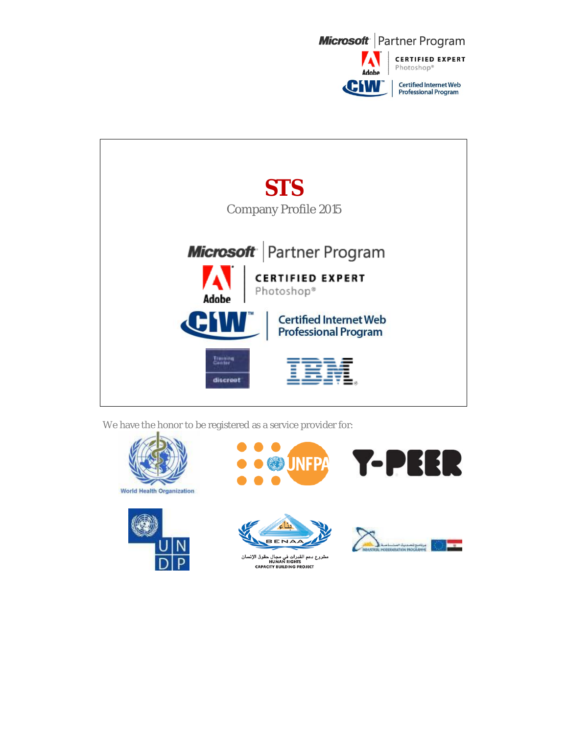# STS

Company Profile 2015

We have the honor to be registered as a service provider for: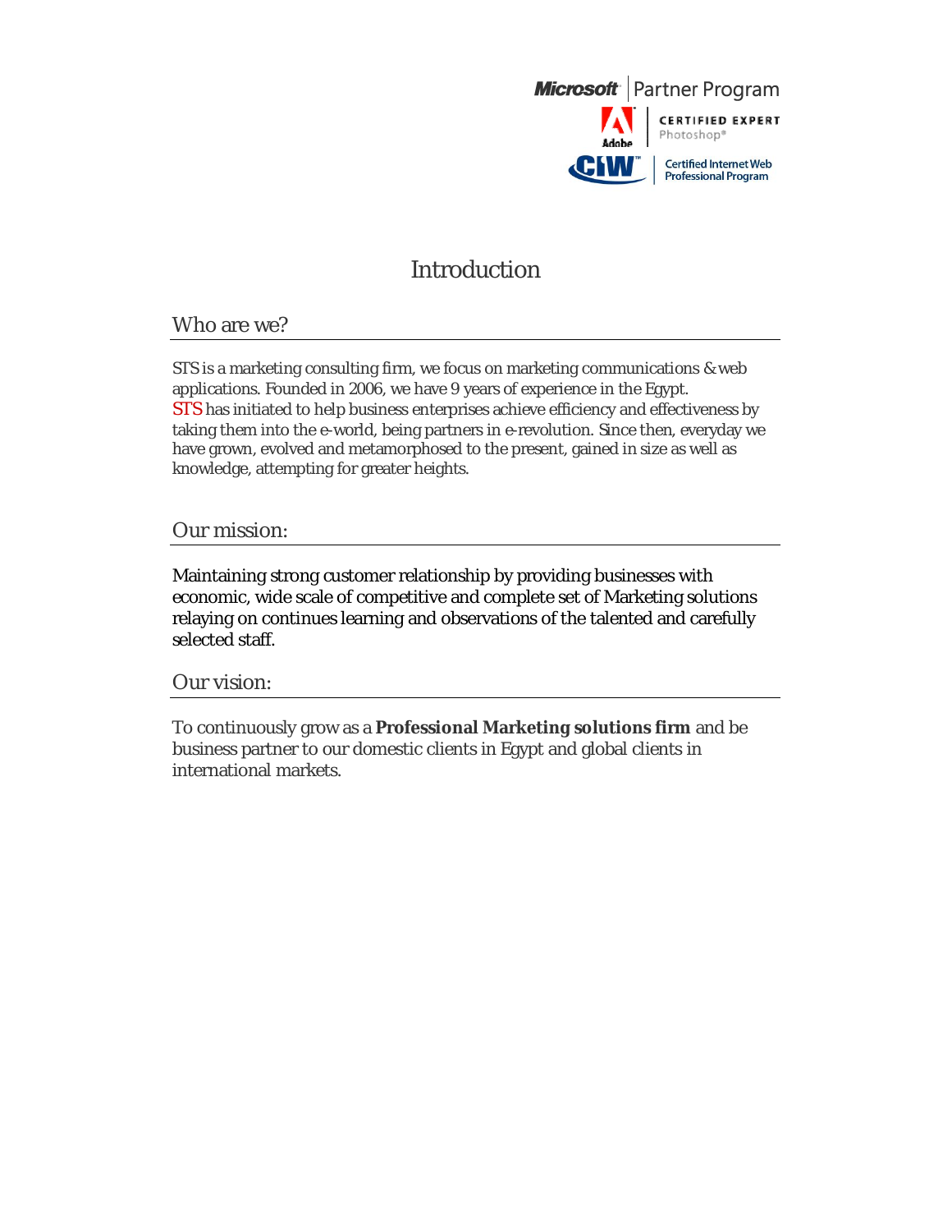Microsoft Partner Program

CERTIFIED EXPERT Photoshop®

Certified Internet Web Professional Program

# Introduction

## Who are we?

STS is a marketing consulting firm, we focus on marketing communications & web applications. Founded in 2006, we have 9 years of experience in the Egypt.
STS has initiated to help business enterprises achieve efficiency and effectiveness by taking them into the e-world, being partners in e-revolution. Since then, everyday we have grown, evolved and metamorphosed to the present, gained in size as well as knowledge, attempting for greater heights.

## Our mission:

Maintaining strong customer relationship by providing businesses with economic, wide scale of competitive and complete set of Marketing solutions relaying on continues learning and observations of the talented and carefully selected staff.

## Our vision:

To continuously grow as a **Professional Marketing solutions firm** and be business partner to our domestic clients in Egypt and global clients in international markets.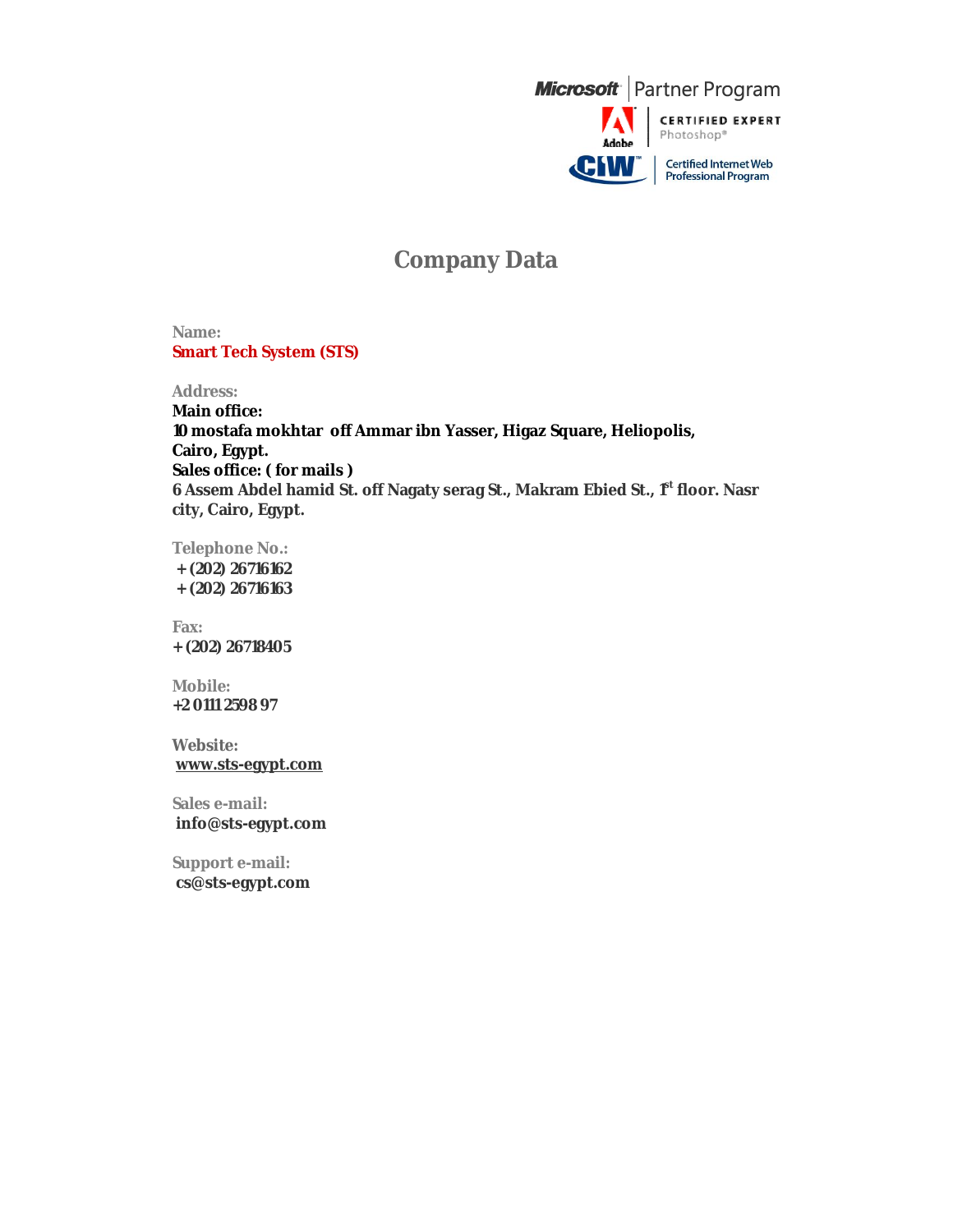# Company Data

**Name:**
**Smart Tech System (STS)**

**Address:**
**Main office:**
**10 mostafa mokhtar off Ammar ibn Yasser, Higaz Square, Heliopolis, Cairo, Egypt.**
**Sales office: ( for mails )**
**6 Assem Abdel hamid St. off Nagaty serag St., Makram Ebied St., 1st floor. Nasr city, Cairo, Egypt.**

**Telephone No.:**
**+ (202) 26716162**
**+ (202) 26716163**

**Fax:**
**+ (202) 26718405**

**Mobile:**
**+2 0111 2598 97**

**Website:**
**www.sts-egypt.com**

**Sales e-mail:**
**info@sts-egypt.com**

**Support e-mail:**
**cs@sts-egypt.com**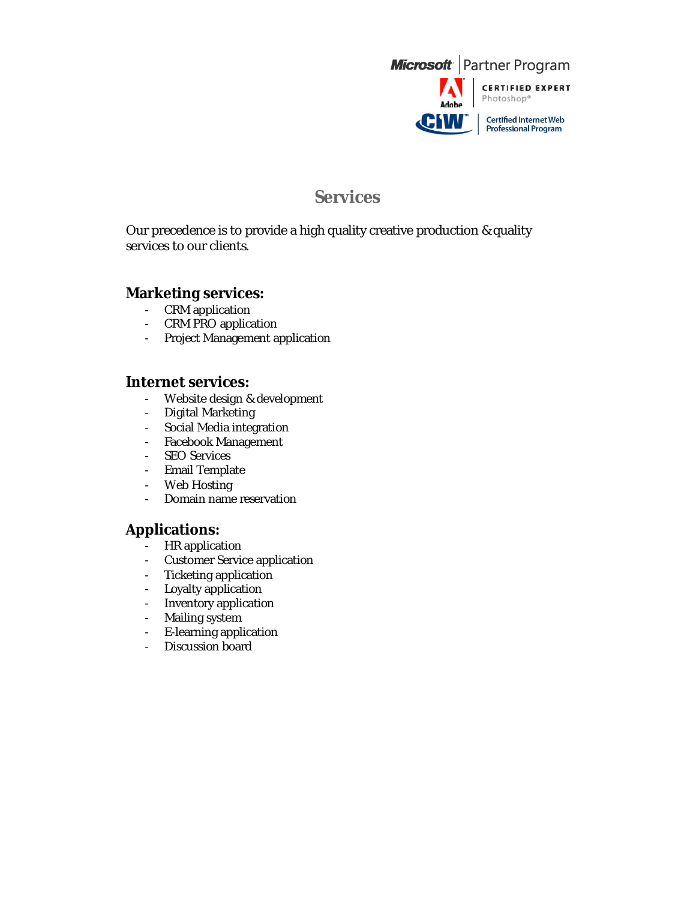Microsoft Partner Program

Adobe CERTIFIED EXPERT Photoshop®

CIW™ Certified Internet Web Professional Program

# Services

Our precedence is to provide a high quality creative production & quality services to our clients.

## Marketing services:

- CRM application
- CRM PRO application
- Project Management application

## Internet services:

- Website design & development
- Digital Marketing
- Social Media integration
- Facebook Management
- SEO Services
- Email Template
- Web Hosting
- Domain name reservation

## Applications:

- HR application
- Customer Service application
- Ticketing application
- Loyalty application
- Inventory application
- Mailing system
- E-learning application
- Discussion board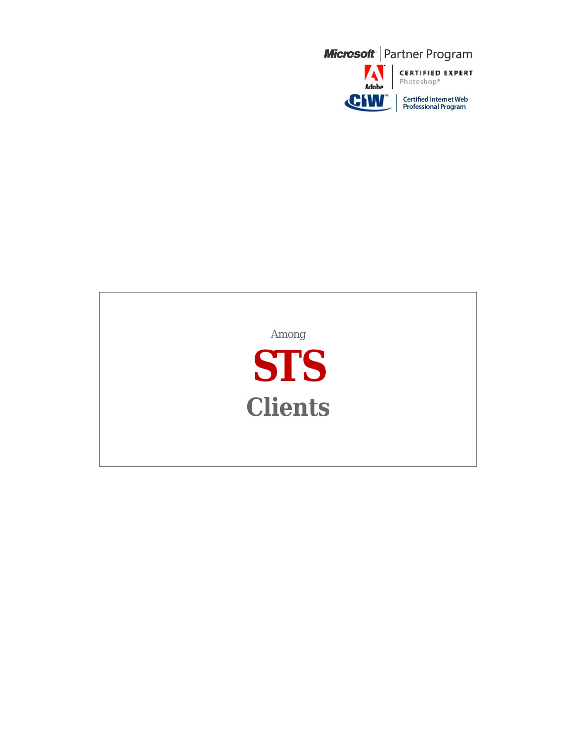Microsoft Partner Program

Adobe CERTIFIED EXPERT Photoshop®

CIW™ Certified Internet Web Professional Program

Among

# STS

## Clients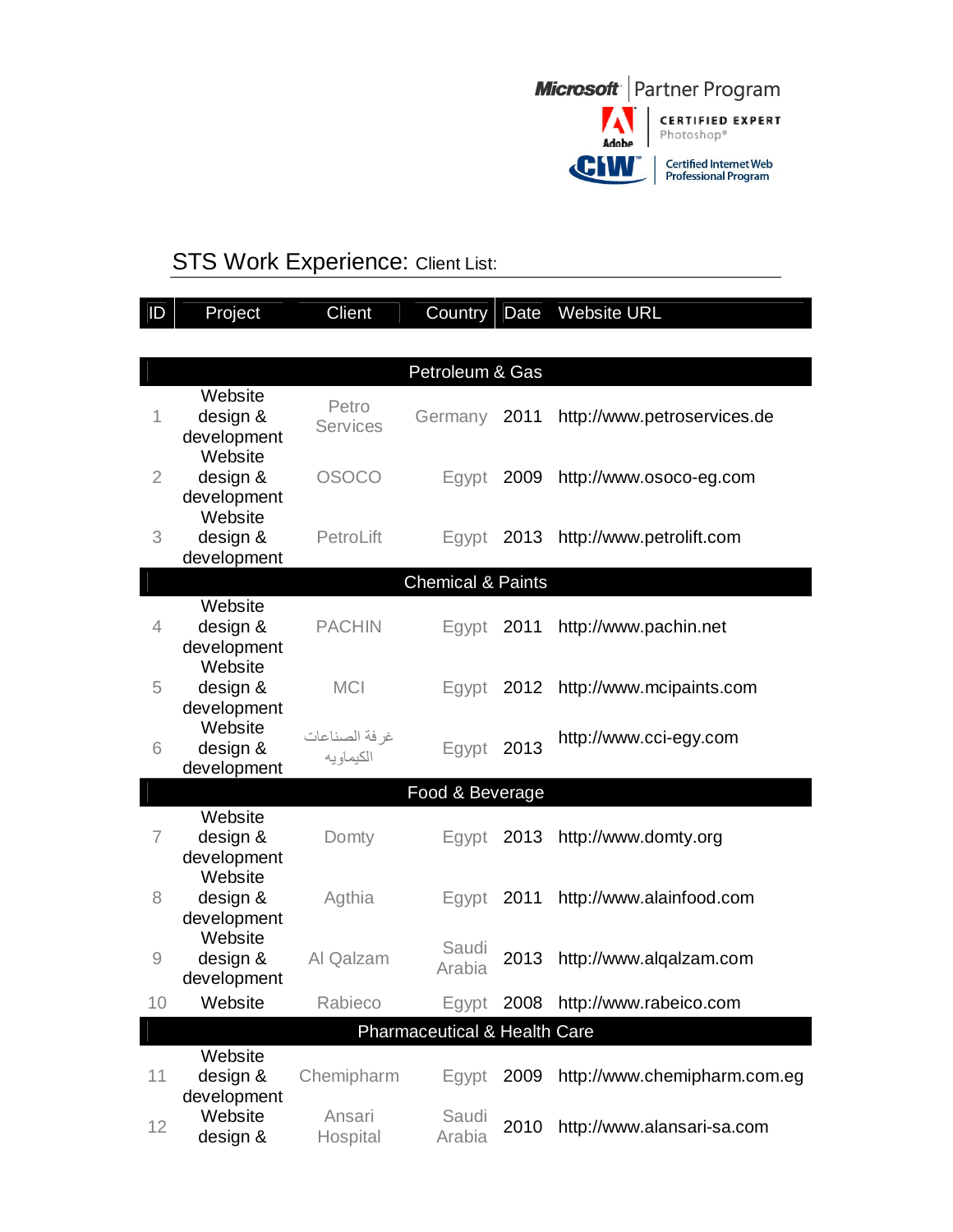Microsoft Partner Program

CERTIFIED EXPERT Photoshop®

Certified Internet Web Professional Program

## STS Work Experience: Client List:

| ID | Project | Client | Country | Date | Website URL |
|---|---|---|---|---|---|
| | | **Petroleum & Gas** | | | |
| 1 | Website design & development | Petro Services | Germany | 2011 | http://www.petroservices.de |
| 2 | Website design & development | OSOCO | Egypt | 2009 | http://www.osoco-eg.com |
| 3 | Website design & development | PetroLift | Egypt | 2013 | http://www.petrolift.com |
| | | **Chemical & Paints** | | | |
| 4 | Website design & development | PACHIN | Egypt | 2011 | http://www.pachin.net |
| 5 | Website design & development | MCI | Egypt | 2012 | http://www.mcipaints.com |
| 6 | Website design & development | غرفة الصناعات الكيماويه | Egypt | 2013 | http://www.cci-egy.com |
| | | **Food & Beverage** | | | |
| 7 | Website design & development | Domty | Egypt | 2013 | http://www.domty.org |
| 8 | Website design & development | Agthia | Egypt | 2011 | http://www.alainfood.com |
| 9 | Website design & development | Al Qalzam | Saudi Arabia | 2013 | http://www.alqalzam.com |
| 10 | Website | Rabieco | Egypt | 2008 | http://www.rabeico.com |
| | | **Pharmaceutical & Health Care** | | | |
| 11 | Website design & development | Chemipharm | Egypt | 2009 | http://www.chemipharm.com.eg |
| 12 | Website design & | Ansari Hospital | Saudi Arabia | 2010 | http://www.alansari-sa.com |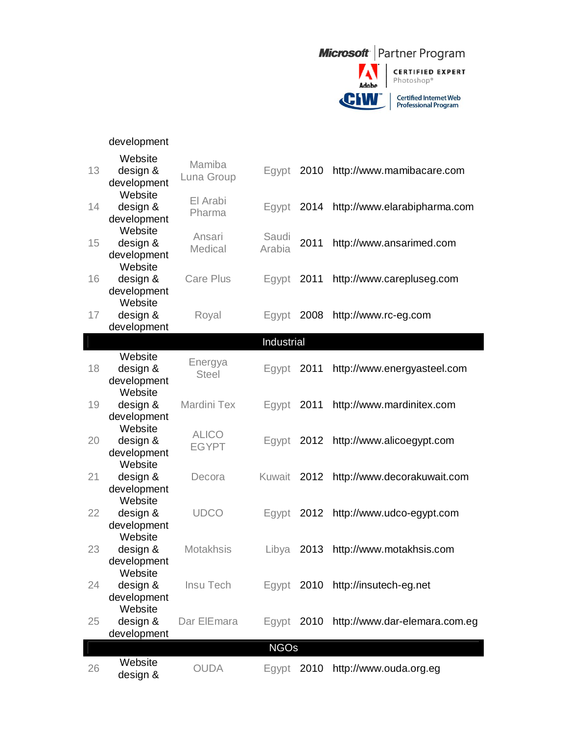| | development | | | | |
|---|---|---|---|---|---|
| 13 | Website design & development | Mamiba Luna Group | Egypt | 2010 | http://www.mamibacare.com |
| 14 | Website design & development | El Arabi Pharma | Egypt | 2014 | http://www.elarabipharma.com |
| 15 | Website design & development | Ansari Medical | Saudi Arabia | 2011 | http://www.ansarimed.com |
| 16 | Website design & development | Care Plus | Egypt | 2011 | http://www.carepluseg.com |
| 17 | Website design & development | Royal | Egypt | 2008 | http://www.rc-eg.com |
| | | | Industrial | | |
| 18 | Website design & development | Energya Steel | Egypt | 2011 | http://www.energyasteel.com |
| 19 | Website design & development | Mardini Tex | Egypt | 2011 | http://www.mardinitex.com |
| 20 | Website design & development | ALICO EGYPT | Egypt | 2012 | http://www.alicoegypt.com |
| 21 | Website design & development | Decora | Kuwait | 2012 | http://www.decorakuwait.com |
| 22 | Website design & development | UDCO | Egypt | 2012 | http://www.udco-egypt.com |
| 23 | Website design & development | Motakhsis | Libya | 2013 | http://www.motakhsis.com |
| 24 | Website design & development | Insu Tech | Egypt | 2010 | http://insutech-eg.net |
| 25 | Website design & development | Dar ElEmara | Egypt | 2010 | http://www.dar-elemara.com.eg |
| | | | NGOs | | |
| 26 | Website design & | OUDA | Egypt | 2010 | http://www.ouda.org.eg |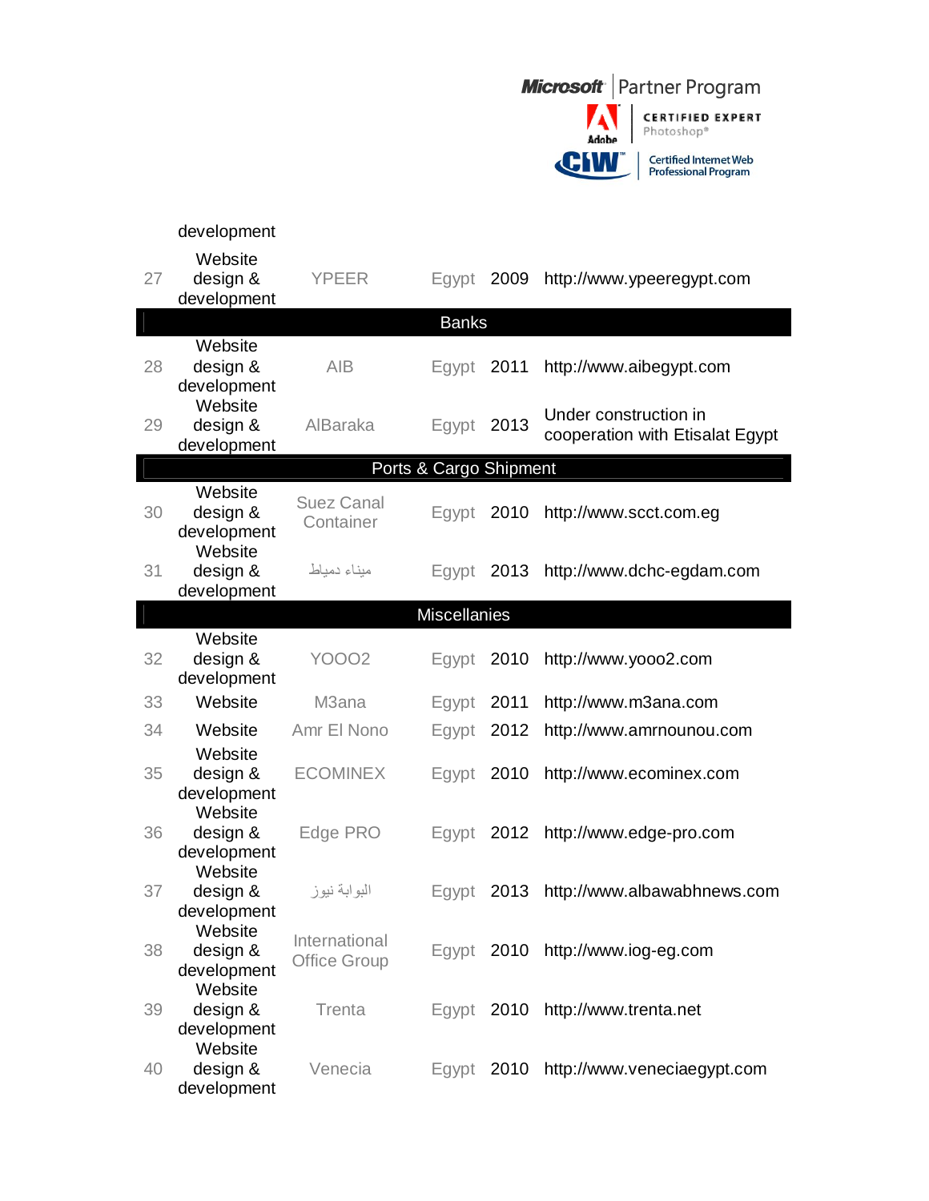| | development | | | | |
|---|---|---|---|---|---|
| 27 | Website design & development | YPEER | Egypt | 2009 | http://www.ypeeregypt.com |
| | | | **Banks** | | |
| 28 | Website design & development | AIB | Egypt | 2011 | http://www.aibegypt.com |
| 29 | Website design & development | AlBaraka | Egypt | 2013 | Under construction in cooperation with Etisalat Egypt |
| | | | **Ports & Cargo Shipment** | | |
| 30 | Website design & development | Suez Canal Container | Egypt | 2010 | http://www.scct.com.eg |
| 31 | Website design & development | ميناء دمياط | Egypt | 2013 | http://www.dchc-egdam.com |
| | | | **Miscellanies** | | |
| 32 | Website design & development | YOOO2 | Egypt | 2010 | http://www.yooo2.com |
| 33 | Website | M3ana | Egypt | 2011 | http://www.m3ana.com |
| 34 | Website | Amr El Nono | Egypt | 2012 | http://www.amrnounou.com |
| 35 | Website design & development | ECOMINEX | Egypt | 2010 | http://www.ecominex.com |
| 36 | Website design & development | Edge PRO | Egypt | 2012 | http://www.edge-pro.com |
| 37 | Website design & development | البوابة نيوز | Egypt | 2013 | http://www.albawabhnews.com |
| 38 | Website design & development | International Office Group | Egypt | 2010 | http://www.iog-eg.com |
| 39 | Website design & development | Trenta | Egypt | 2010 | http://www.trenta.net |
| 40 | Website design & development | Venecia | Egypt | 2010 | http://www.veneciaegypt.com |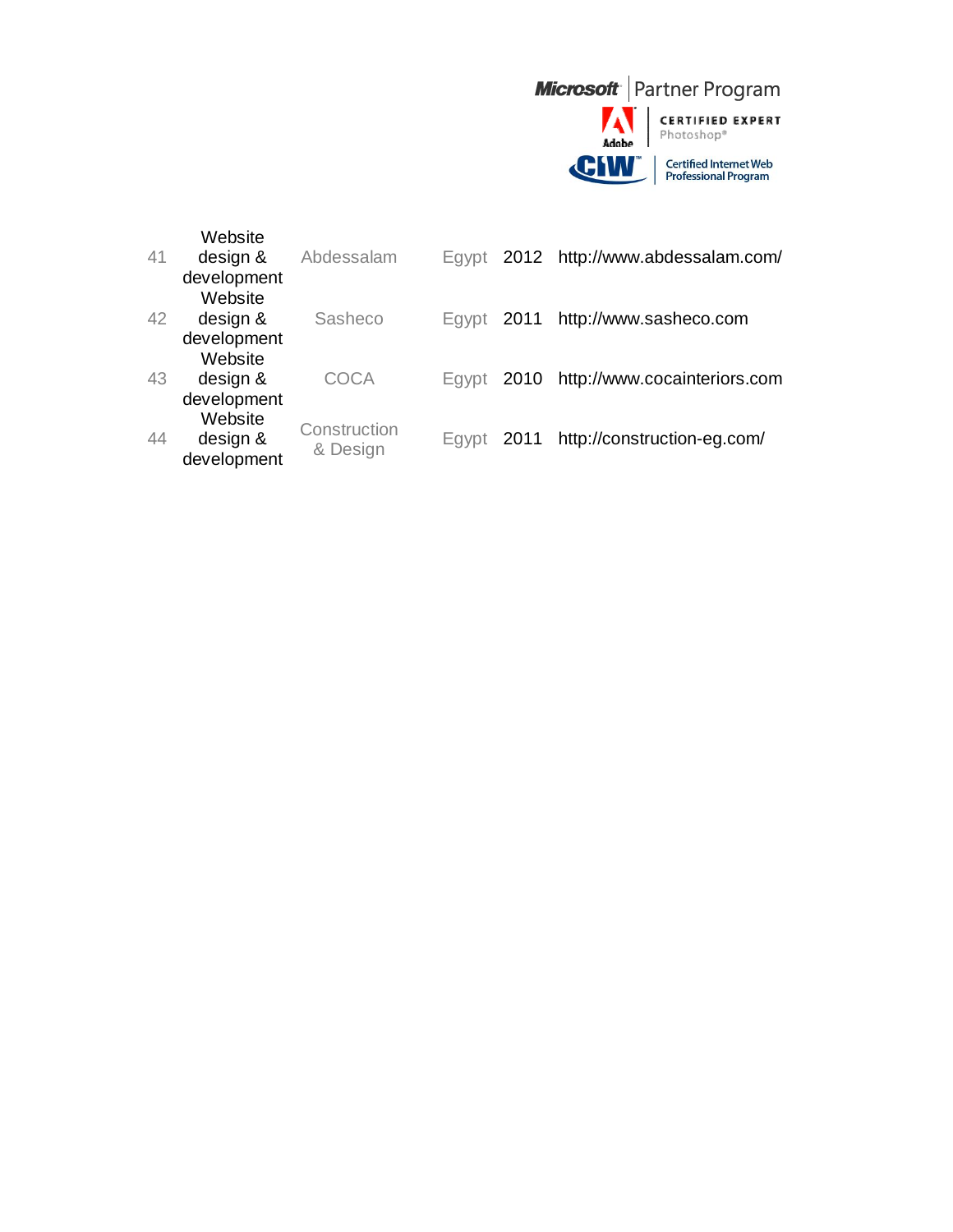| | | | | | |
|---|---|---|---|---|---|
| 41 | Website design & development | Abdessalam | Egypt | 2012 | http://www.abdessalam.com/ |
| 42 | Website design & development | Sasheco | Egypt | 2011 | http://www.sasheco.com |
| 43 | Website design & development | COCA | Egypt | 2010 | http://www.cocainteriors.com |
| 44 | Website design & development | Construction & Design | Egypt | 2011 | http://construction-eg.com/ |